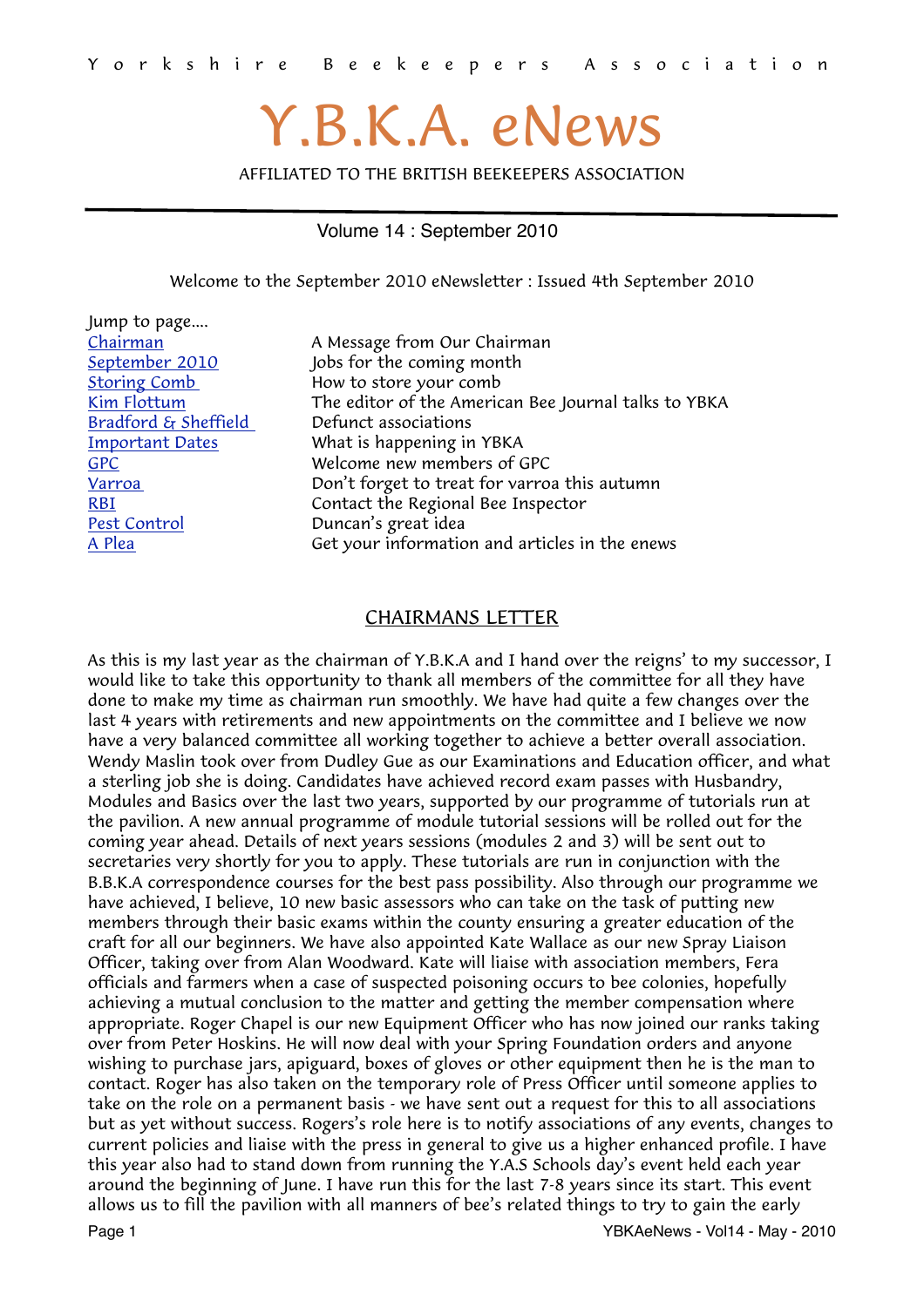Y o r k s h i r e   B e e k e e p e r s   A s s o c i a t i o n

# Y.B.K.A. eNews

AFFILIATED TO THE BRITISH BEEKEEPERS ASSOCIATION

Volume 14 : September 2010

Welcome to the September 2010 eNewsletter : Issued 4th September 2010

Jump to page....

| | |
|---|---|
| Chairman | A Message from Our Chairman |
| September 2010 | Jobs for the coming month |
| Storing Comb | How to store your comb |
| Kim Flottum | The editor of the American Bee Journal talks to YBKA |
| Bradford & Sheffield | Defunct associations |
| Important Dates | What is happening in YBKA |
| GPC | Welcome new members of GPC |
| Varroa | Don't forget to treat for varroa this autumn |
| RBI | Contact the Regional Bee Inspector |
| Pest Control | Duncan's great idea |
| A Plea | Get your information and articles in the enews |

## CHAIRMANS LETTER

As this is my last year as the chairman of Y.B.K.A and I hand over the reigns' to my successor, I would like to take this opportunity to thank all members of the committee for all they have done to make my time as chairman run smoothly. We have had quite a few changes over the last 4 years with retirements and new appointments on the committee and I believe we now have a very balanced committee all working together to achieve a better overall association. Wendy Maslin took over from Dudley Gue as our Examinations and Education officer, and what a sterling job she is doing. Candidates have achieved record exam passes with Husbandry, Modules and Basics over the last two years, supported by our programme of tutorials run at the pavilion. A new annual programme of module tutorial sessions will be rolled out for the coming year ahead. Details of next years sessions (modules 2 and 3) will be sent out to secretaries very shortly for you to apply. These tutorials are run in conjunction with the B.B.K.A correspondence courses for the best pass possibility. Also through our programme we have achieved, I believe, 10 new basic assessors who can take on the task of putting new members through their basic exams within the county ensuring a greater education of the craft for all our beginners. We have also appointed Kate Wallace as our new Spray Liaison Officer, taking over from Alan Woodward. Kate will liaise with association members, Fera officials and farmers when a case of suspected poisoning occurs to bee colonies, hopefully achieving a mutual conclusion to the matter and getting the member compensation where appropriate. Roger Chapel is our new Equipment Officer who has now joined our ranks taking over from Peter Hoskins. He will now deal with your Spring Foundation orders and anyone wishing to purchase jars, apiguard, boxes of gloves or other equipment then he is the man to contact. Roger has also taken on the temporary role of Press Officer until someone applies to take on the role on a permanent basis - we have sent out a request for this to all associations but as yet without success. Rogers's role here is to notify associations of any events, changes to current policies and liaise with the press in general to give us a higher enhanced profile. I have this year also had to stand down from running the Y.A.S Schools day's event held each year around the beginning of June. I have run this for the last 7-8 years since its start. This event allows us to fill the pavilion with all manners of bee's related things to try to gain the early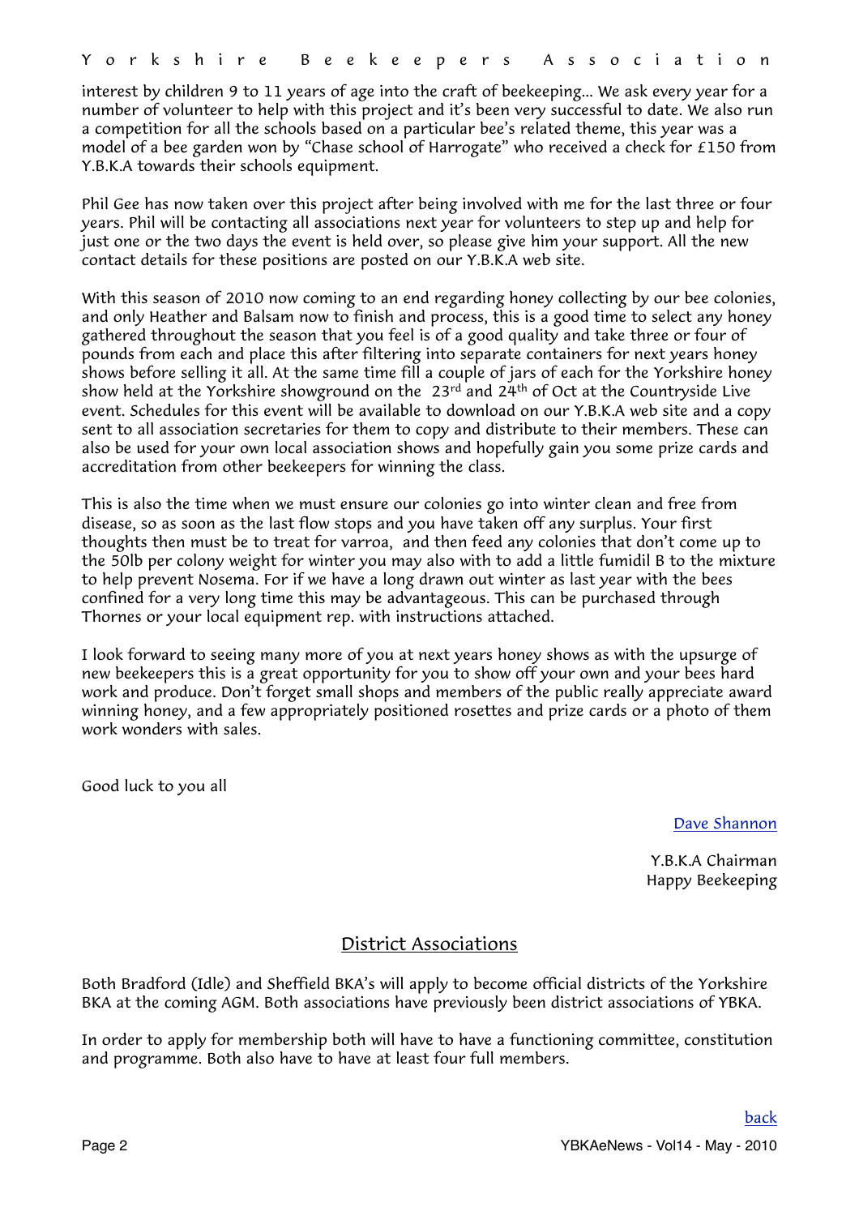interest by children 9 to 11 years of age into the craft of beekeeping... We ask every year for a number of volunteer to help with this project and it's been very successful to date. We also run a competition for all the schools based on a particular bee's related theme, this year was a model of a bee garden won by "Chase school of Harrogate" who received a check for £150 from Y.B.K.A towards their schools equipment.

Phil Gee has now taken over this project after being involved with me for the last three or four years. Phil will be contacting all associations next year for volunteers to step up and help for just one or the two days the event is held over, so please give him your support. All the new contact details for these positions are posted on our Y.B.K.A web site.

With this season of 2010 now coming to an end regarding honey collecting by our bee colonies, and only Heather and Balsam now to finish and process, this is a good time to select any honey gathered throughout the season that you feel is of a good quality and take three or four of pounds from each and place this after filtering into separate containers for next years honey shows before selling it all. At the same time fill a couple of jars of each for the Yorkshire honey show held at the Yorkshire showground on the 23rd and 24th of Oct at the Countryside Live event. Schedules for this event will be available to download on our Y.B.K.A web site and a copy sent to all association secretaries for them to copy and distribute to their members. These can also be used for your own local association shows and hopefully gain you some prize cards and accreditation from other beekeepers for winning the class.

This is also the time when we must ensure our colonies go into winter clean and free from disease, so as soon as the last flow stops and you have taken off any surplus. Your first thoughts then must be to treat for varroa, and then feed any colonies that don't come up to the 50lb per colony weight for winter you may also with to add a little fumidil B to the mixture to help prevent Nosema. For if we have a long drawn out winter as last year with the bees confined for a very long time this may be advantageous. This can be purchased through Thornes or your local equipment rep. with instructions attached.

I look forward to seeing many more of you at next years honey shows as with the upsurge of new beekeepers this is a great opportunity for you to show off your own and your bees hard work and produce. Don't forget small shops and members of the public really appreciate award winning honey, and a few appropriately positioned rosettes and prize cards or a photo of them work wonders with sales.

Good luck to you all

Dave Shannon

Y.B.K.A Chairman
Happy Beekeeping

## District Associations

Both Bradford (Idle) and Sheffield BKA's will apply to become official districts of the Yorkshire BKA at the coming AGM. Both associations have previously been district associations of YBKA.

In order to apply for membership both will have to have a functioning committee, constitution and programme. Both also have to have at least four full members.

back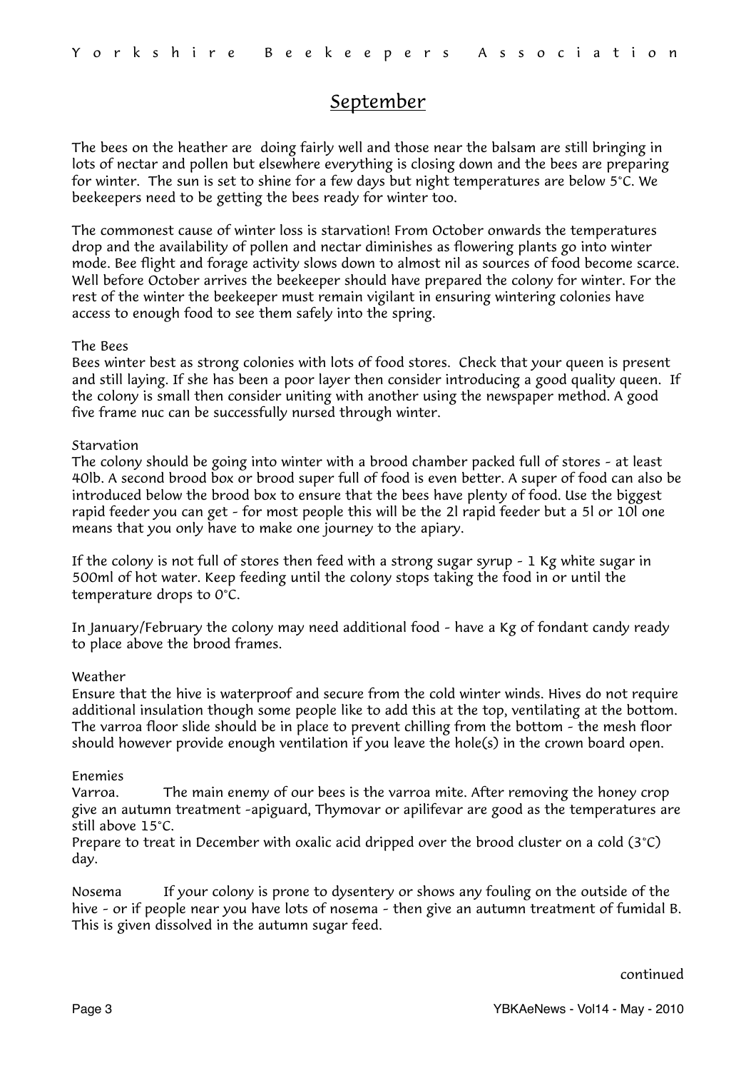## September

The bees on the heather are  doing fairly well and those near the balsam are still bringing in lots of nectar and pollen but elsewhere everything is closing down and the bees are preparing for winter.  The sun is set to shine for a few days but night temperatures are below 5°C. We beekeepers need to be getting the bees ready for winter too.

The commonest cause of winter loss is starvation! From October onwards the temperatures drop and the availability of pollen and nectar diminishes as flowering plants go into winter mode. Bee flight and forage activity slows down to almost nil as sources of food become scarce. Well before October arrives the beekeeper should have prepared the colony for winter. For the rest of the winter the beekeeper must remain vigilant in ensuring wintering colonies have access to enough food to see them safely into the spring.

The Bees

Bees winter best as strong colonies with lots of food stores.  Check that your queen is present and still laying. If she has been a poor layer then consider introducing a good quality queen.  If the colony is small then consider uniting with another using the newspaper method. A good five frame nuc can be successfully nursed through winter.

Starvation

The colony should be going into winter with a brood chamber packed full of stores - at least 40lb. A second brood box or brood super full of food is even better. A super of food can also be introduced below the brood box to ensure that the bees have plenty of food. Use the biggest rapid feeder you can get - for most people this will be the 2l rapid feeder but a 5l or 10l one means that you only have to make one journey to the apiary.

If the colony is not full of stores then feed with a strong sugar syrup - 1 Kg white sugar in 500ml of hot water. Keep feeding until the colony stops taking the food in or until the temperature drops to 0°C.

In January/February the colony may need additional food - have a Kg of fondant candy ready to place above the brood frames.

Weather

Ensure that the hive is waterproof and secure from the cold winter winds. Hives do not require additional insulation though some people like to add this at the top, ventilating at the bottom. The varroa floor slide should be in place to prevent chilling from the bottom - the mesh floor should however provide enough ventilation if you leave the hole(s) in the crown board open.

Enemies

Varroa. The main enemy of our bees is the varroa mite. After removing the honey crop give an autumn treatment -apiguard, Thymovar or apilifevar are good as the temperatures are still above 15°C.

Prepare to treat in December with oxalic acid dripped over the brood cluster on a cold (3°C) day.

Nosema If your colony is prone to dysentery or shows any fouling on the outside of the hive - or if people near you have lots of nosema - then give an autumn treatment of fumidal B. This is given dissolved in the autumn sugar feed.

continued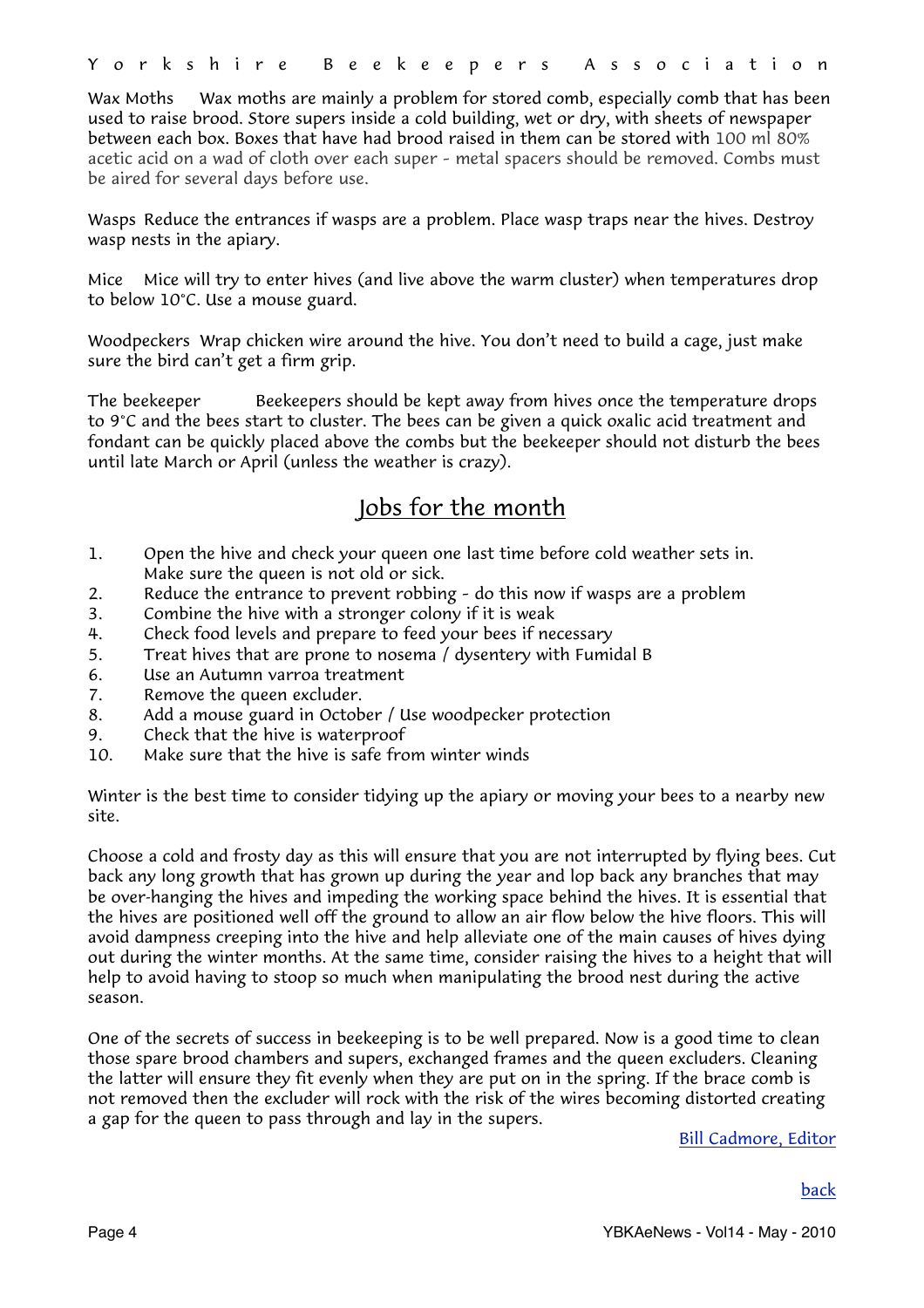Wax Moths Wax moths are mainly a problem for stored comb, especially comb that has been used to raise brood. Store supers inside a cold building, wet or dry, with sheets of newspaper between each box. Boxes that have had brood raised in them can be stored with 100 ml 80% acetic acid on a wad of cloth over each super - metal spacers should be removed. Combs must be aired for several days before use.

Wasps Reduce the entrances if wasps are a problem. Place wasp traps near the hives. Destroy wasp nests in the apiary.

Mice Mice will try to enter hives (and live above the warm cluster) when temperatures drop to below 10°C. Use a mouse guard.

Woodpeckers Wrap chicken wire around the hive. You don't need to build a cage, just make sure the bird can't get a firm grip.

The beekeeper Beekeepers should be kept away from hives once the temperature drops to 9°C and the bees start to cluster. The bees can be given a quick oxalic acid treatment and fondant can be quickly placed above the combs but the beekeeper should not disturb the bees until late March or April (unless the weather is crazy).

## Jobs for the month

1. Open the hive and check your queen one last time before cold weather sets in. Make sure the queen is not old or sick.
2. Reduce the entrance to prevent robbing - do this now if wasps are a problem
3. Combine the hive with a stronger colony if it is weak
4. Check food levels and prepare to feed your bees if necessary
5. Treat hives that are prone to nosema / dysentery with Fumidal B
6. Use an Autumn varroa treatment
7. Remove the queen excluder.
8. Add a mouse guard in October / Use woodpecker protection
9. Check that the hive is waterproof
10. Make sure that the hive is safe from winter winds

Winter is the best time to consider tidying up the apiary or moving your bees to a nearby new site.

Choose a cold and frosty day as this will ensure that you are not interrupted by flying bees. Cut back any long growth that has grown up during the year and lop back any branches that may be over-hanging the hives and impeding the working space behind the hives. It is essential that the hives are positioned well off the ground to allow an air flow below the hive floors. This will avoid dampness creeping into the hive and help alleviate one of the main causes of hives dying out during the winter months. At the same time, consider raising the hives to a height that will help to avoid having to stoop so much when manipulating the brood nest during the active season.

One of the secrets of success in beekeeping is to be well prepared. Now is a good time to clean those spare brood chambers and supers, exchanged frames and the queen excluders. Cleaning the latter will ensure they fit evenly when they are put on in the spring. If the brace comb is not removed then the excluder will rock with the risk of the wires becoming distorted creating a gap for the queen to pass through and lay in the supers.

Bill Cadmore, Editor

back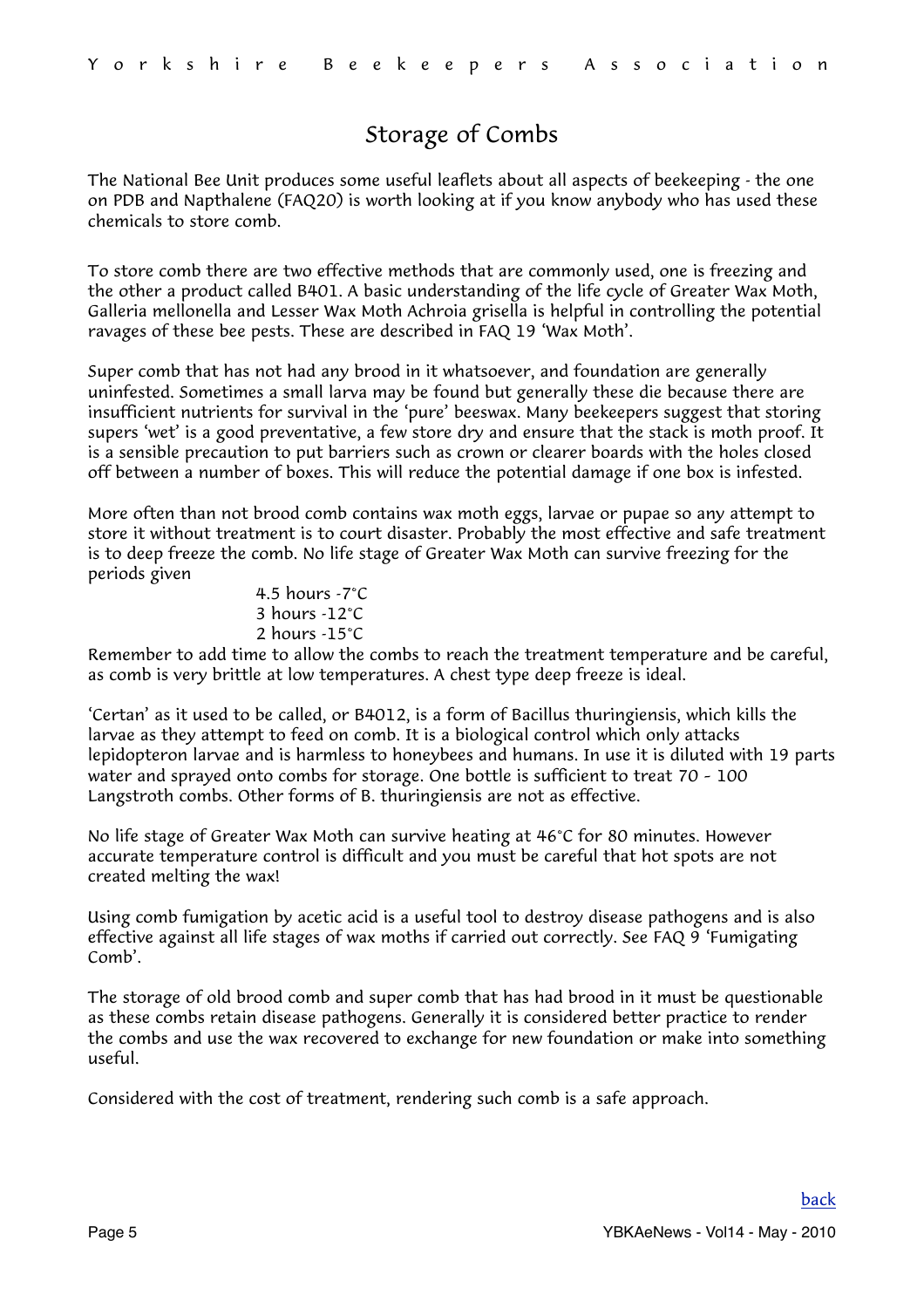## Storage of Combs

The National Bee Unit produces some useful leaflets about all aspects of beekeeping - the one on PDB and Napthalene (FAQ20) is worth looking at if you know anybody who has used these chemicals to store comb.

To store comb there are two effective methods that are commonly used, one is freezing and the other a product called B401. A basic understanding of the life cycle of Greater Wax Moth, Galleria mellonella and Lesser Wax Moth Achroia grisella is helpful in controlling the potential ravages of these bee pests. These are described in FAQ 19 'Wax Moth'.

Super comb that has not had any brood in it whatsoever, and foundation are generally uninfested. Sometimes a small larva may be found but generally these die because there are insufficient nutrients for survival in the 'pure' beeswax. Many beekeepers suggest that storing supers 'wet' is a good preventative, a few store dry and ensure that the stack is moth proof. It is a sensible precaution to put barriers such as crown or clearer boards with the holes closed off between a number of boxes. This will reduce the potential damage if one box is infested.

More often than not brood comb contains wax moth eggs, larvae or pupae so any attempt to store it without treatment is to court disaster. Probably the most effective and safe treatment is to deep freeze the comb. No life stage of Greater Wax Moth can survive freezing for the periods given

4.5 hours -7°C
3 hours -12°C
2 hours -15°C

Remember to add time to allow the combs to reach the treatment temperature and be careful, as comb is very brittle at low temperatures. A chest type deep freeze is ideal.

'Certan' as it used to be called, or B4012, is a form of Bacillus thuringiensis, which kills the larvae as they attempt to feed on comb. It is a biological control which only attacks lepidopteron larvae and is harmless to honeybees and humans. In use it is diluted with 19 parts water and sprayed onto combs for storage. One bottle is sufficient to treat 70 - 100 Langstroth combs. Other forms of B. thuringiensis are not as effective.

No life stage of Greater Wax Moth can survive heating at 46°C for 80 minutes. However accurate temperature control is difficult and you must be careful that hot spots are not created melting the wax!

Using comb fumigation by acetic acid is a useful tool to destroy disease pathogens and is also effective against all life stages of wax moths if carried out correctly. See FAQ 9 'Fumigating Comb'.

The storage of old brood comb and super comb that has had brood in it must be questionable as these combs retain disease pathogens. Generally it is considered better practice to render the combs and use the wax recovered to exchange for new foundation or make into something useful.

Considered with the cost of treatment, rendering such comb is a safe approach.

back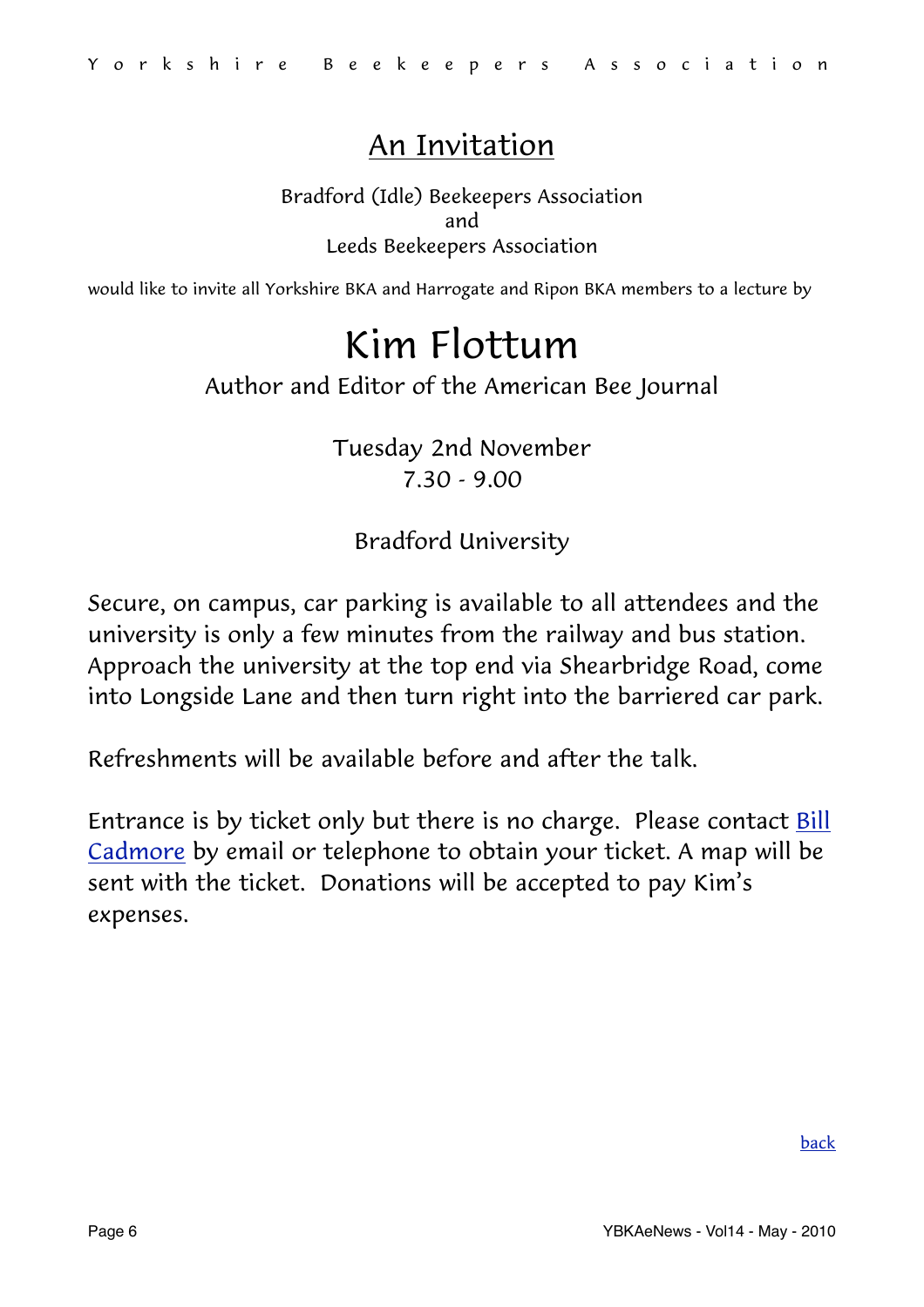# An Invitation

Bradford (Idle) Beekeepers Association
and
Leeds Beekeepers Association

would like to invite all Yorkshire BKA and Harrogate and Ripon BKA members to a lecture by

# Kim Flottum

Author and Editor of the American Bee Journal

Tuesday 2nd November
7.30 - 9.00

Bradford University

Secure, on campus, car parking is available to all attendees and the university is only a few minutes from the railway and bus station. Approach the university at the top end via Shearbridge Road, come into Longside Lane and then turn right into the barriered car park.

Refreshments will be available before and after the talk.

Entrance is by ticket only but there is no charge. Please contact Bill Cadmore by email or telephone to obtain your ticket. A map will be sent with the ticket. Donations will be accepted to pay Kim's expenses.

back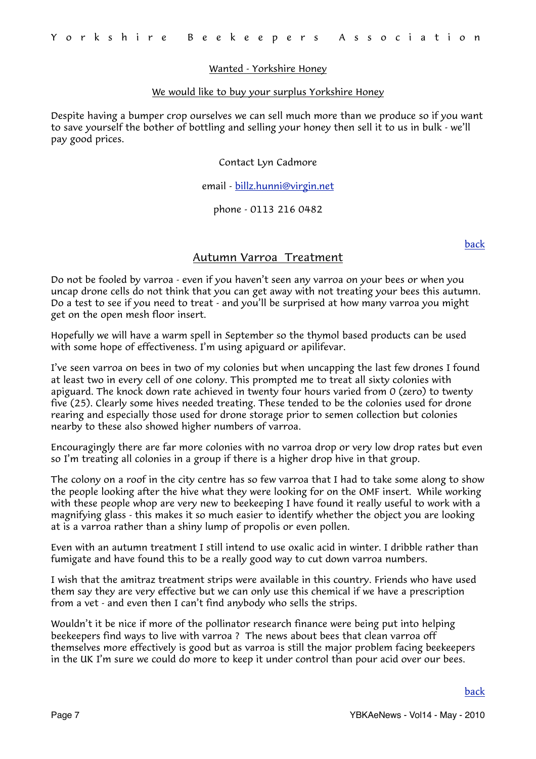## Wanted - Yorkshire Honey

### We would like to buy your surplus Yorkshire Honey

Despite having a bumper crop ourselves we can sell much more than we produce so if you want to save yourself the bother of bottling and selling your honey then sell it to us in bulk - we'll pay good prices.

Contact Lyn Cadmore

email - billz.hunni@virgin.net

phone - 0113 216 0482

back

## Autumn Varroa Treatment

Do not be fooled by varroa - even if you haven't seen any varroa on your bees or when you uncap drone cells do not think that you can get away with not treating your bees this autumn. Do a test to see if you need to treat - and you'll be surprised at how many varroa you might get on the open mesh floor insert.

Hopefully we will have a warm spell in September so the thymol based products can be used with some hope of effectiveness. I'm using apiguard or apilifevar.

I've seen varroa on bees in two of my colonies but when uncapping the last few drones I found at least two in every cell of one colony. This prompted me to treat all sixty colonies with apiguard. The knock down rate achieved in twenty four hours varied from 0 (zero) to twenty five (25). Clearly some hives needed treating. These tended to be the colonies used for drone rearing and especially those used for drone storage prior to semen collection but colonies nearby to these also showed higher numbers of varroa.

Encouragingly there are far more colonies with no varroa drop or very low drop rates but even so I'm treating all colonies in a group if there is a higher drop hive in that group.

The colony on a roof in the city centre has so few varroa that I had to take some along to show the people looking after the hive what they were looking for on the OMF insert. While working with these people whop are very new to beekeeping I have found it really useful to work with a magnifying glass - this makes it so much easier to identify whether the object you are looking at is a varroa rather than a shiny lump of propolis or even pollen.

Even with an autumn treatment I still intend to use oxalic acid in winter. I dribble rather than fumigate and have found this to be a really good way to cut down varroa numbers.

I wish that the amitraz treatment strips were available in this country. Friends who have used them say they are very effective but we can only use this chemical if we have a prescription from a vet - and even then I can't find anybody who sells the strips.

Wouldn't it be nice if more of the pollinator research finance were being put into helping beekeepers find ways to live with varroa ? The news about bees that clean varroa off themselves more effectively is good but as varroa is still the major problem facing beekeepers in the UK I'm sure we could do more to keep it under control than pour acid over our bees.

back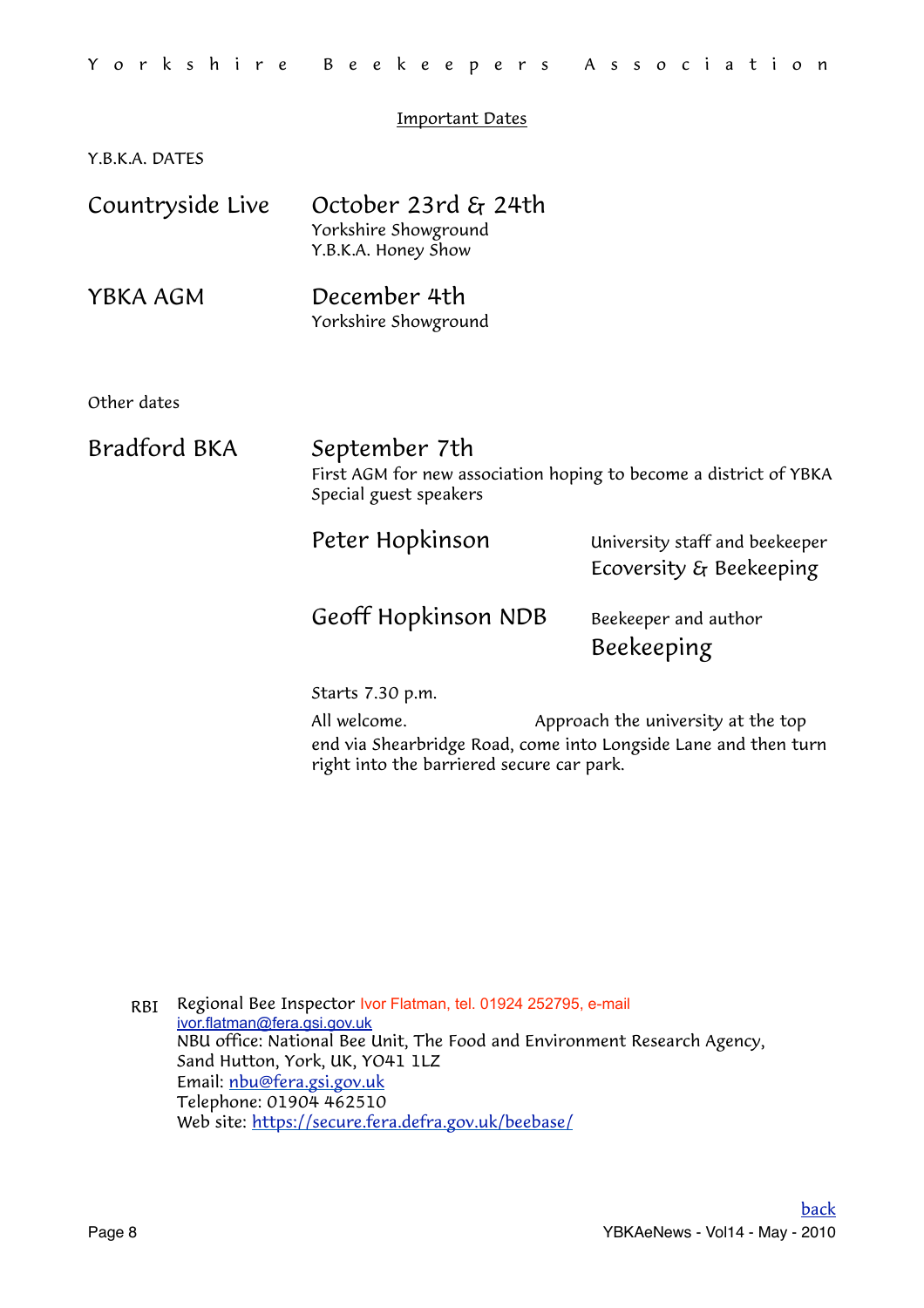## Important Dates

Y.B.K.A. DATES

| | |
|---|---|
| Countryside Live | October 23rd & 24th<br>Yorkshire Showground<br>Y.B.K.A. Honey Show |
| YBKA AGM | December 4th<br>Yorkshire Showground |

Other dates

**Bradford BKA**

September 7th
First AGM for new association hoping to become a district of YBKA
Special guest speakers

| | |
|---|---|
| Peter Hopkinson | University staff and beekeeper<br>Ecoversity & Beekeeping |
| Geoff Hopkinson NDB | Beekeeper and author<br>Beekeeping |

Starts 7.30 p.m.

All welcome. Approach the university at the top end via Shearbridge Road, come into Longside Lane and then turn right into the barriered secure car park.

RBI Regional Bee Inspector Ivor Flatman, tel. 01924 252795, e-mail ivor.flatman@fera.gsi.gov.uk
NBU office: National Bee Unit, The Food and Environment Research Agency, Sand Hutton, York, UK, YO41 1LZ
Email: nbu@fera.gsi.gov.uk
Telephone: 01904 462510
Web site: https://secure.fera.defra.gov.uk/beebase/

back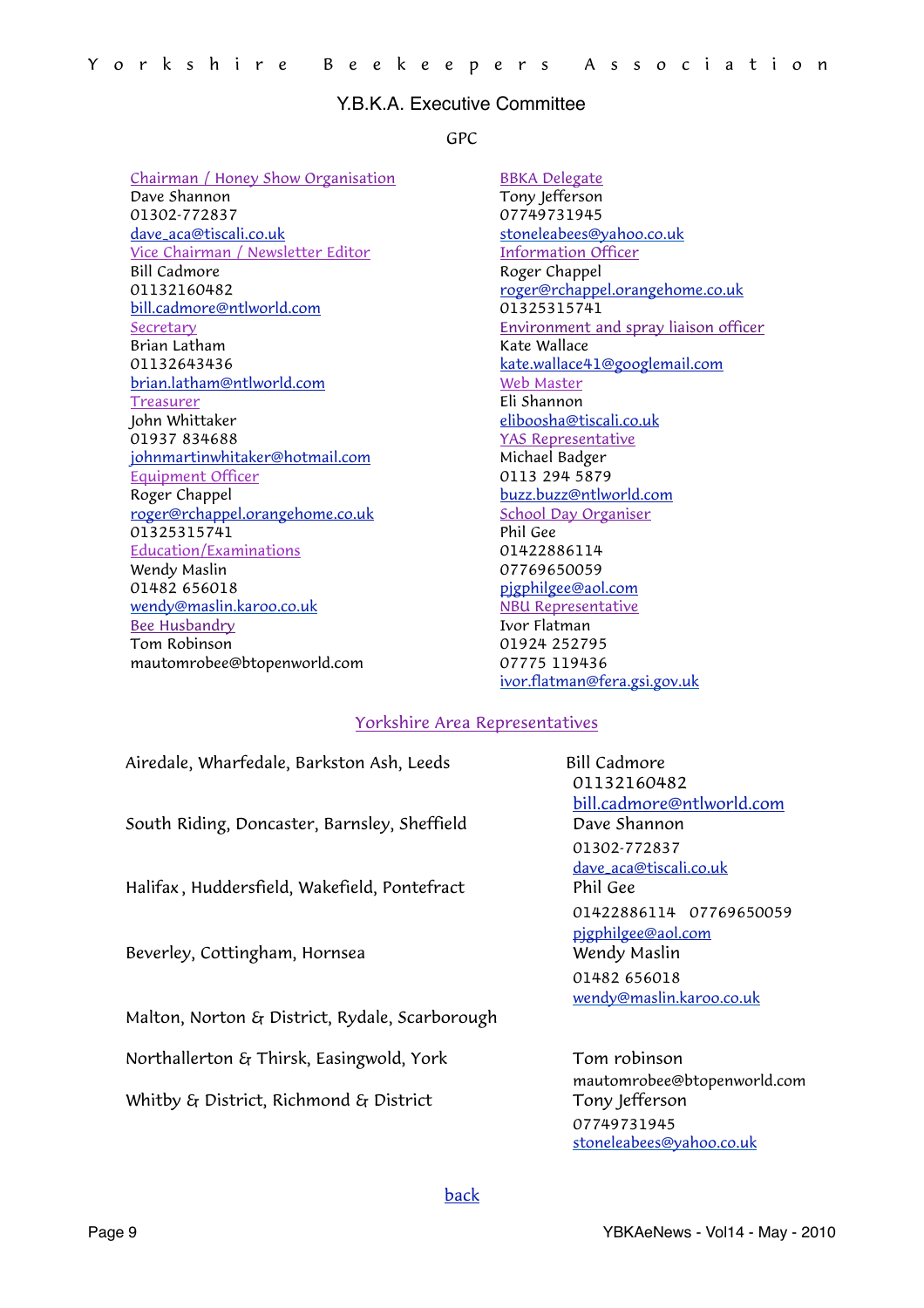## Y.B.K.A. Executive Committee

GPC

Chairman / Honey Show Organisation
Dave Shannon
01302-772837
dave_aca@tiscali.co.uk

Vice Chairman / Newsletter Editor
Bill Cadmore
01132160482
bill.cadmore@ntlworld.com

Secretary
Brian Latham
01132643436
brian.latham@ntlworld.com

Treasurer
John Whittaker
01937 834688
johnmartinwhitaker@hotmail.com

Equipment Officer
Roger Chappel
roger@rchappel.orangehome.co.uk
01325315741

Education/Examinations
Wendy Maslin
01482 656018
wendy@maslin.karoo.co.uk

Bee Husbandry
Tom Robinson
mautomrobee@btopenworld.com

BBKA Delegate
Tony Jefferson
07749731945
stoneleabees@yahoo.co.uk

Information Officer
Roger Chappel
roger@rchappel.orangehome.co.uk
01325315741

Environment and spray liaison officer
Kate Wallace
kate.wallace41@googlemail.com

Web Master
Eli Shannon
eliboosha@tiscali.co.uk

YAS Representative
Michael Badger
0113 294 5879
buzz.buzz@ntlworld.com

School Day Organiser
Phil Gee
01422886114
07769650059
pjgphilgee@aol.com

NBU Representative
Ivor Flatman
01924 252795
07775 119436
ivor.flatman@fera.gsi.gov.uk

### Yorkshire Area Representatives

| Area | Representative |
|---|---|
| Airedale, Wharfedale, Barkston Ash, Leeds | Bill Cadmore<br>01132160482<br>bill.cadmore@ntlworld.com |
| South Riding, Doncaster, Barnsley, Sheffield | Dave Shannon<br>01302-772837<br>dave_aca@tiscali.co.uk |
| Halifax , Huddersfield, Wakefield, Pontefract | Phil Gee<br>01422886114 07769650059<br>pjgphilgee@aol.com |
| Beverley, Cottingham, Hornsea | Wendy Maslin<br>01482 656018<br>wendy@maslin.karoo.co.uk |
| Malton, Norton & District, Rydale, Scarborough | |
| Northallerton & Thirsk, Easingwold, York | Tom robinson<br>mautomrobee@btopenworld.com |
| Whitby & District, Richmond & District | Tony Jefferson<br>07749731945<br>stoneleabees@yahoo.co.uk |

back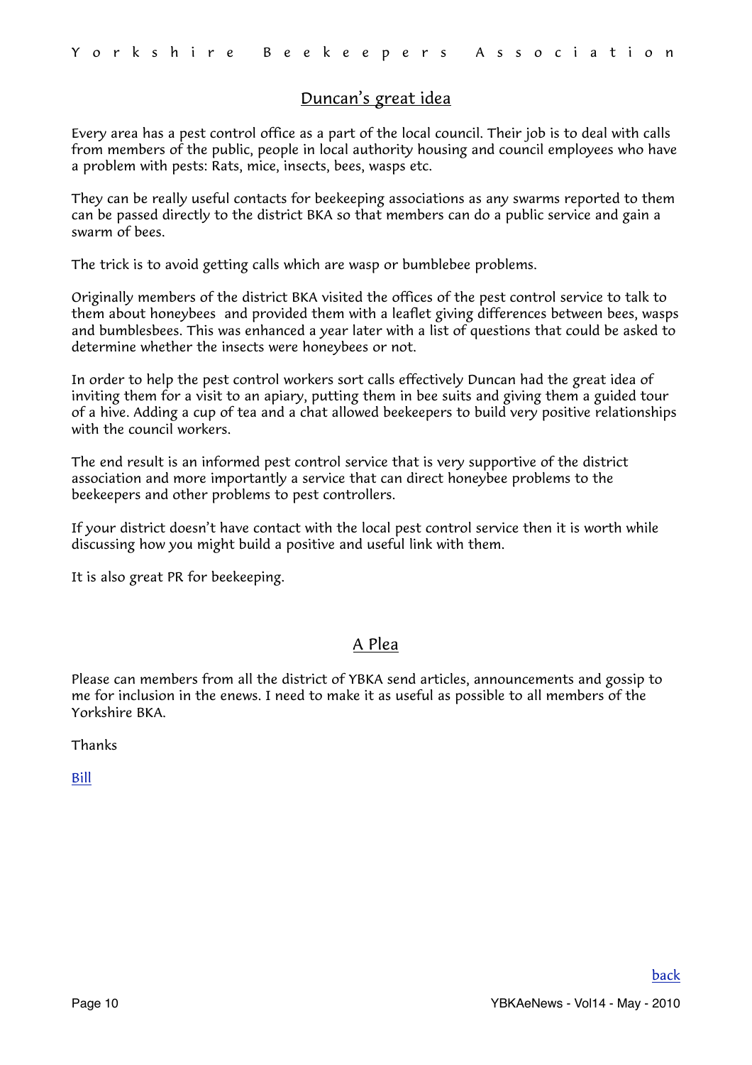## Duncan's great idea

Every area has a pest control office as a part of the local council. Their job is to deal with calls from members of the public, people in local authority housing and council employees who have a problem with pests: Rats, mice, insects, bees, wasps etc.

They can be really useful contacts for beekeeping associations as any swarms reported to them can be passed directly to the district BKA so that members can do a public service and gain a swarm of bees.

The trick is to avoid getting calls which are wasp or bumblebee problems.

Originally members of the district BKA visited the offices of the pest control service to talk to them about honeybees and provided them with a leaflet giving differences between bees, wasps and bumblesbees. This was enhanced a year later with a list of questions that could be asked to determine whether the insects were honeybees or not.

In order to help the pest control workers sort calls effectively Duncan had the great idea of inviting them for a visit to an apiary, putting them in bee suits and giving them a guided tour of a hive. Adding a cup of tea and a chat allowed beekeepers to build very positive relationships with the council workers.

The end result is an informed pest control service that is very supportive of the district association and more importantly a service that can direct honeybee problems to the beekeepers and other problems to pest controllers.

If your district doesn't have contact with the local pest control service then it is worth while discussing how you might build a positive and useful link with them.

It is also great PR for beekeeping.

## A Plea

Please can members from all the district of YBKA send articles, announcements and gossip to me for inclusion in the enews. I need to make it as useful as possible to all members of the Yorkshire BKA.

Thanks

Bill

back